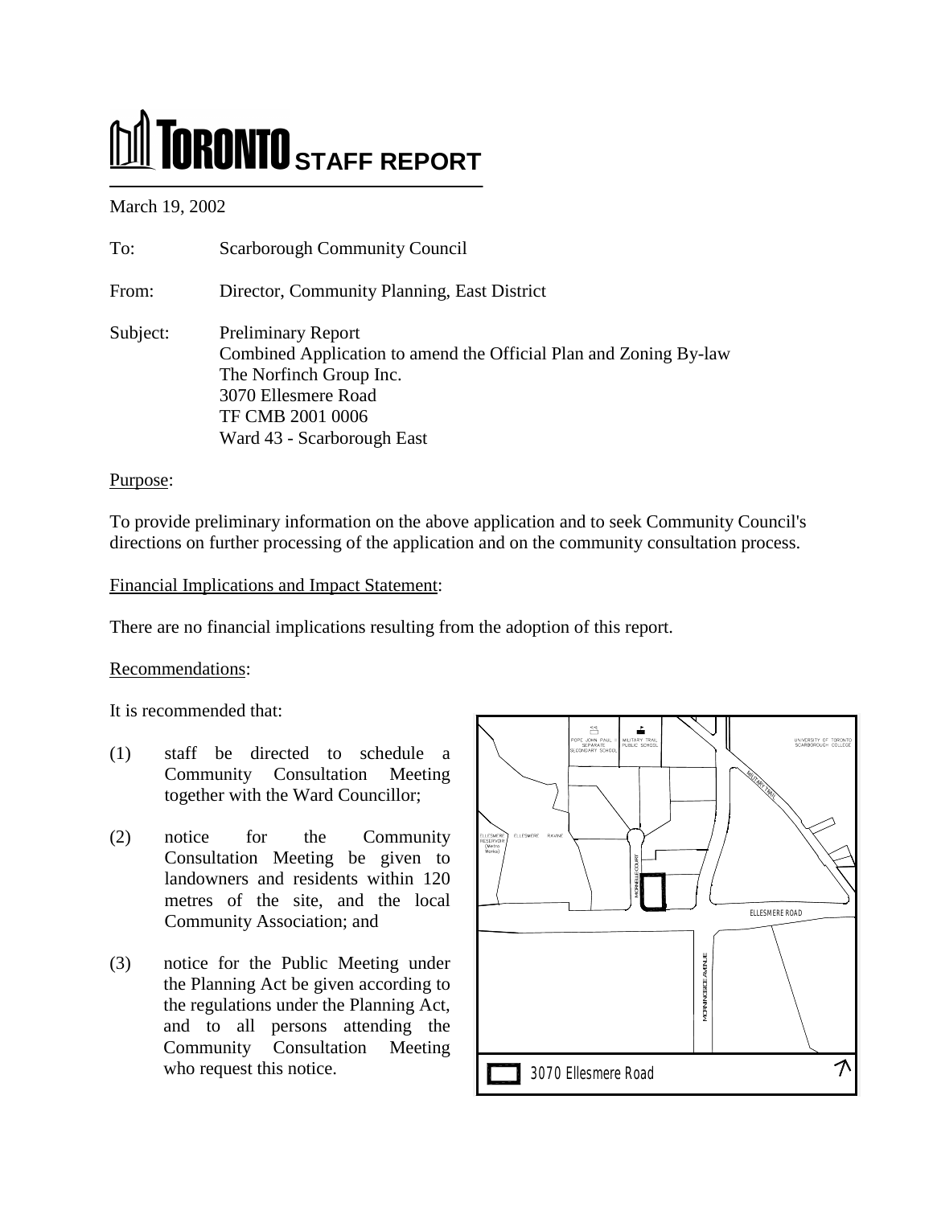# TORONTO STAFF REPORT

March 19, 2002

To: Scarborough Community Council

From: Director, Community Planning, East District

Subject: Preliminary Report
Combined Application to amend the Official Plan and Zoning By-law
The Norfinch Group Inc.
3070 Ellesmere Road
TF CMB 2001 0006
Ward 43 - Scarborough East

Purpose:

To provide preliminary information on the above application and to seek Community Council's directions on further processing of the application and on the community consultation process.

Financial Implications and Impact Statement:

There are no financial implications resulting from the adoption of this report.

Recommendations:

It is recommended that:

(1) staff be directed to schedule a Community Consultation Meeting together with the Ward Councillor;

(2) notice for the Community Consultation Meeting be given to landowners and residents within 120 metres of the site, and the local Community Association; and

(3) notice for the Public Meeting under the Planning Act be given according to the regulations under the Planning Act, and to all persons attending the Community Consultation Meeting who request this notice.

3070 Ellesmere Road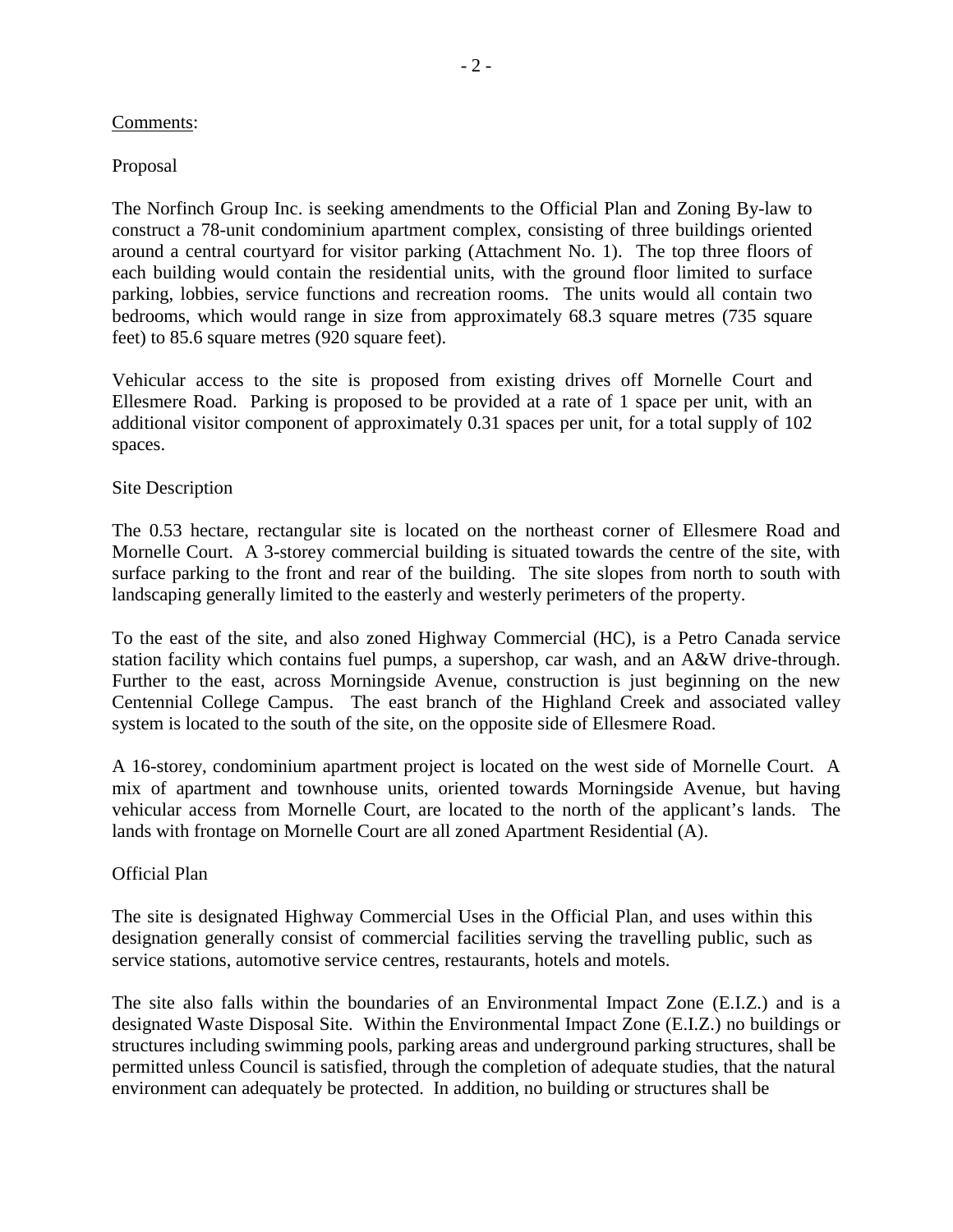Comments:

Proposal

The Norfinch Group Inc. is seeking amendments to the Official Plan and Zoning By-law to construct a 78-unit condominium apartment complex, consisting of three buildings oriented around a central courtyard for visitor parking (Attachment No. 1). The top three floors of each building would contain the residential units, with the ground floor limited to surface parking, lobbies, service functions and recreation rooms. The units would all contain two bedrooms, which would range in size from approximately 68.3 square metres (735 square feet) to 85.6 square metres (920 square feet).

Vehicular access to the site is proposed from existing drives off Mornelle Court and Ellesmere Road. Parking is proposed to be provided at a rate of 1 space per unit, with an additional visitor component of approximately 0.31 spaces per unit, for a total supply of 102 spaces.

Site Description

The 0.53 hectare, rectangular site is located on the northeast corner of Ellesmere Road and Mornelle Court. A 3-storey commercial building is situated towards the centre of the site, with surface parking to the front and rear of the building. The site slopes from north to south with landscaping generally limited to the easterly and westerly perimeters of the property.

To the east of the site, and also zoned Highway Commercial (HC), is a Petro Canada service station facility which contains fuel pumps, a supershop, car wash, and an A&W drive-through. Further to the east, across Morningside Avenue, construction is just beginning on the new Centennial College Campus. The east branch of the Highland Creek and associated valley system is located to the south of the site, on the opposite side of Ellesmere Road.

A 16-storey, condominium apartment project is located on the west side of Mornelle Court. A mix of apartment and townhouse units, oriented towards Morningside Avenue, but having vehicular access from Mornelle Court, are located to the north of the applicant's lands. The lands with frontage on Mornelle Court are all zoned Apartment Residential (A).

Official Plan

The site is designated Highway Commercial Uses in the Official Plan, and uses within this designation generally consist of commercial facilities serving the travelling public, such as service stations, automotive service centres, restaurants, hotels and motels.

The site also falls within the boundaries of an Environmental Impact Zone (E.I.Z.) and is a designated Waste Disposal Site. Within the Environmental Impact Zone (E.I.Z.) no buildings or structures including swimming pools, parking areas and underground parking structures, shall be permitted unless Council is satisfied, through the completion of adequate studies, that the natural environment can adequately be protected. In addition, no building or structures shall be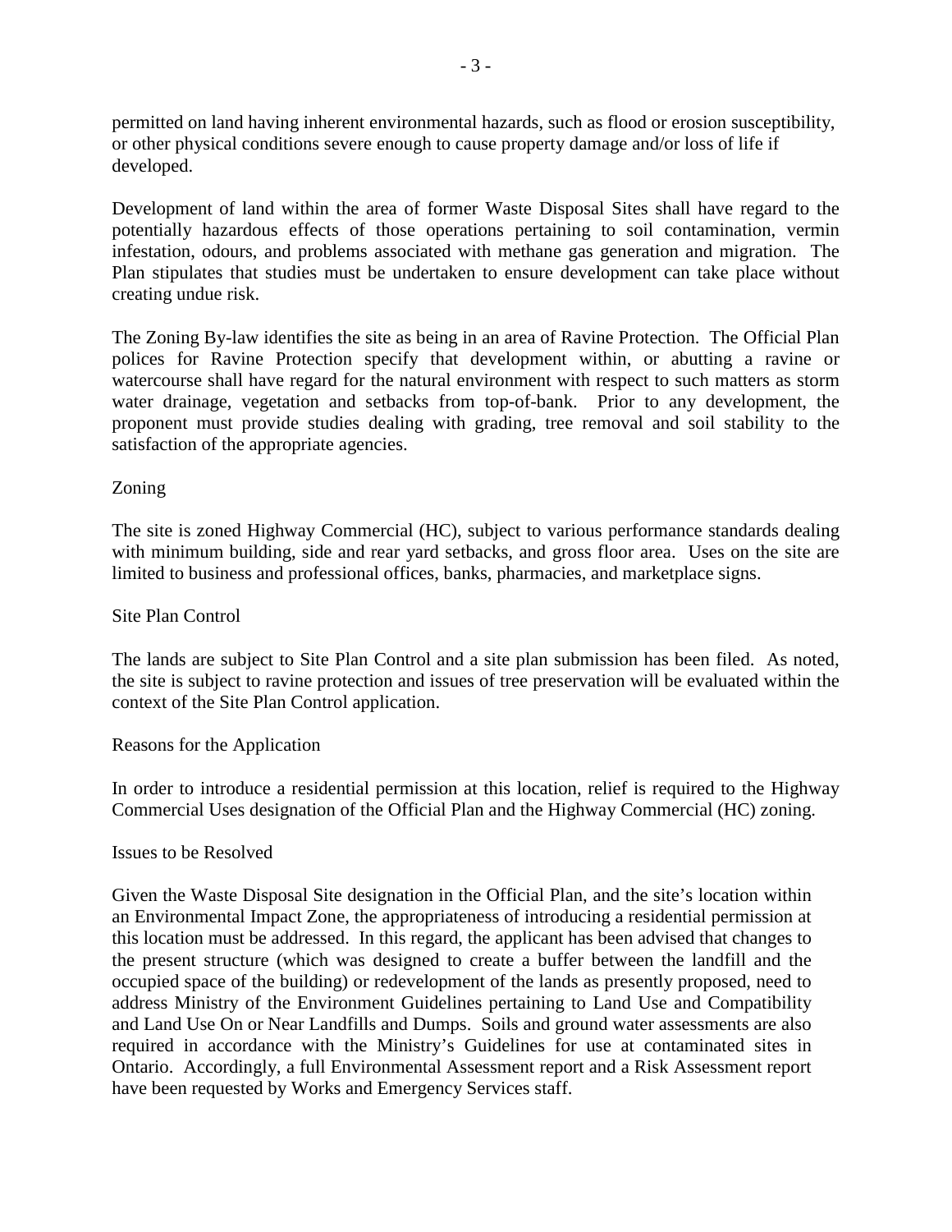permitted on land having inherent environmental hazards, such as flood or erosion susceptibility, or other physical conditions severe enough to cause property damage and/or loss of life if developed.

Development of land within the area of former Waste Disposal Sites shall have regard to the potentially hazardous effects of those operations pertaining to soil contamination, vermin infestation, odours, and problems associated with methane gas generation and migration. The Plan stipulates that studies must be undertaken to ensure development can take place without creating undue risk.

The Zoning By-law identifies the site as being in an area of Ravine Protection. The Official Plan polices for Ravine Protection specify that development within, or abutting a ravine or watercourse shall have regard for the natural environment with respect to such matters as storm water drainage, vegetation and setbacks from top-of-bank. Prior to any development, the proponent must provide studies dealing with grading, tree removal and soil stability to the satisfaction of the appropriate agencies.

Zoning

The site is zoned Highway Commercial (HC), subject to various performance standards dealing with minimum building, side and rear yard setbacks, and gross floor area. Uses on the site are limited to business and professional offices, banks, pharmacies, and marketplace signs.

Site Plan Control

The lands are subject to Site Plan Control and a site plan submission has been filed. As noted, the site is subject to ravine protection and issues of tree preservation will be evaluated within the context of the Site Plan Control application.

Reasons for the Application

In order to introduce a residential permission at this location, relief is required to the Highway Commercial Uses designation of the Official Plan and the Highway Commercial (HC) zoning.

Issues to be Resolved

Given the Waste Disposal Site designation in the Official Plan, and the site's location within an Environmental Impact Zone, the appropriateness of introducing a residential permission at this location must be addressed. In this regard, the applicant has been advised that changes to the present structure (which was designed to create a buffer between the landfill and the occupied space of the building) or redevelopment of the lands as presently proposed, need to address Ministry of the Environment Guidelines pertaining to Land Use and Compatibility and Land Use On or Near Landfills and Dumps. Soils and ground water assessments are also required in accordance with the Ministry's Guidelines for use at contaminated sites in Ontario. Accordingly, a full Environmental Assessment report and a Risk Assessment report have been requested by Works and Emergency Services staff.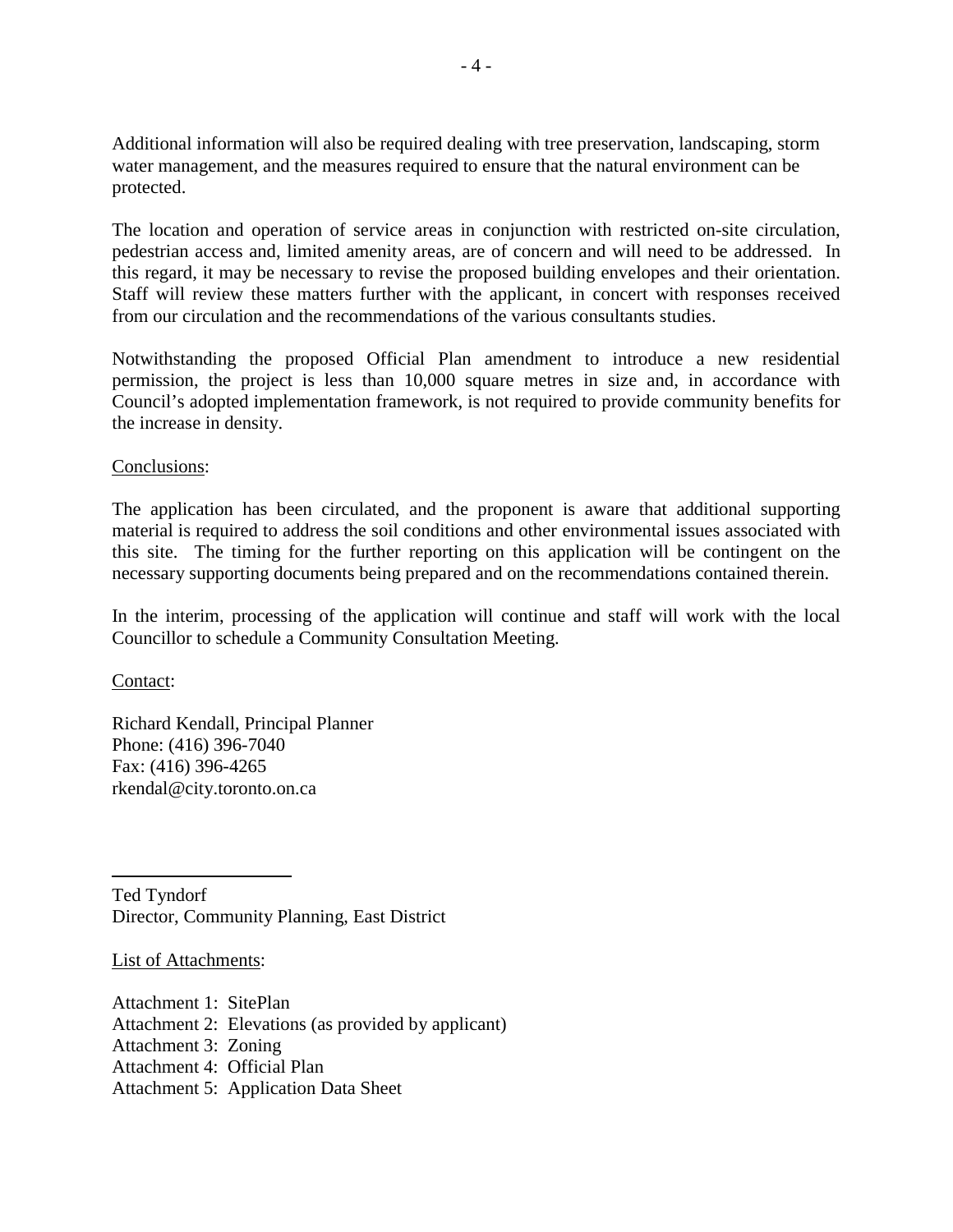Additional information will also be required dealing with tree preservation, landscaping, storm water management, and the measures required to ensure that the natural environment can be protected.

The location and operation of service areas in conjunction with restricted on-site circulation, pedestrian access and, limited amenity areas, are of concern and will need to be addressed. In this regard, it may be necessary to revise the proposed building envelopes and their orientation. Staff will review these matters further with the applicant, in concert with responses received from our circulation and the recommendations of the various consultants studies.

Notwithstanding the proposed Official Plan amendment to introduce a new residential permission, the project is less than 10,000 square metres in size and, in accordance with Council's adopted implementation framework, is not required to provide community benefits for the increase in density.

<u>Conclusions</u>:

The application has been circulated, and the proponent is aware that additional supporting material is required to address the soil conditions and other environmental issues associated with this site. The timing for the further reporting on this application will be contingent on the necessary supporting documents being prepared and on the recommendations contained therein.

In the interim, processing of the application will continue and staff will work with the local Councillor to schedule a Community Consultation Meeting.

<u>Contact</u>:

Richard Kendall, Principal Planner
Phone: (416) 396-7040
Fax: (416) 396-4265
rkendal@city.toronto.on.ca

---

Ted Tyndorf
Director, Community Planning, East District

<u>List of Attachments</u>:

Attachment 1: SitePlan
Attachment 2: Elevations (as provided by applicant)
Attachment 3: Zoning
Attachment 4: Official Plan
Attachment 5: Application Data Sheet